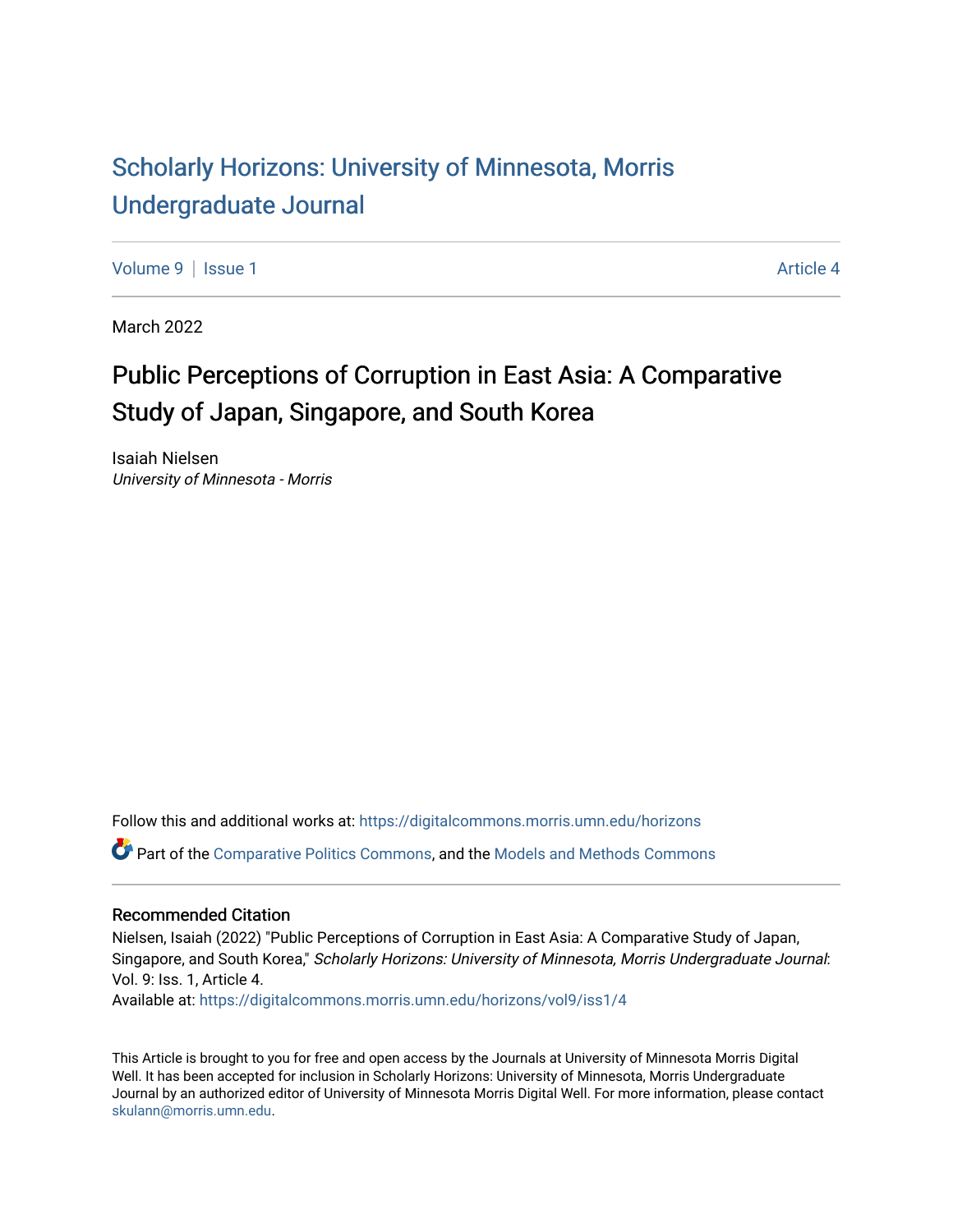# Scholarly Horizons: University of Minnesota, Morris Undergraduate Journal

Volume 9 | Issue 1 — Article 4

March 2022

## Public Perceptions of Corruption in East Asia: A Comparative Study of Japan, Singapore, and South Korea

Isaiah Nielsen
*University of Minnesota - Morris*

Follow this and additional works at: https://digitalcommons.morris.umn.edu/horizons

Part of the Comparative Politics Commons, and the Models and Methods Commons

### Recommended Citation

Nielsen, Isaiah (2022) "Public Perceptions of Corruption in East Asia: A Comparative Study of Japan, Singapore, and South Korea," *Scholarly Horizons: University of Minnesota, Morris Undergraduate Journal*: Vol. 9: Iss. 1, Article 4.
Available at: https://digitalcommons.morris.umn.edu/horizons/vol9/iss1/4

This Article is brought to you for free and open access by the Journals at University of Minnesota Morris Digital Well. It has been accepted for inclusion in Scholarly Horizons: University of Minnesota, Morris Undergraduate Journal by an authorized editor of University of Minnesota Morris Digital Well. For more information, please contact skulann@morris.umn.edu.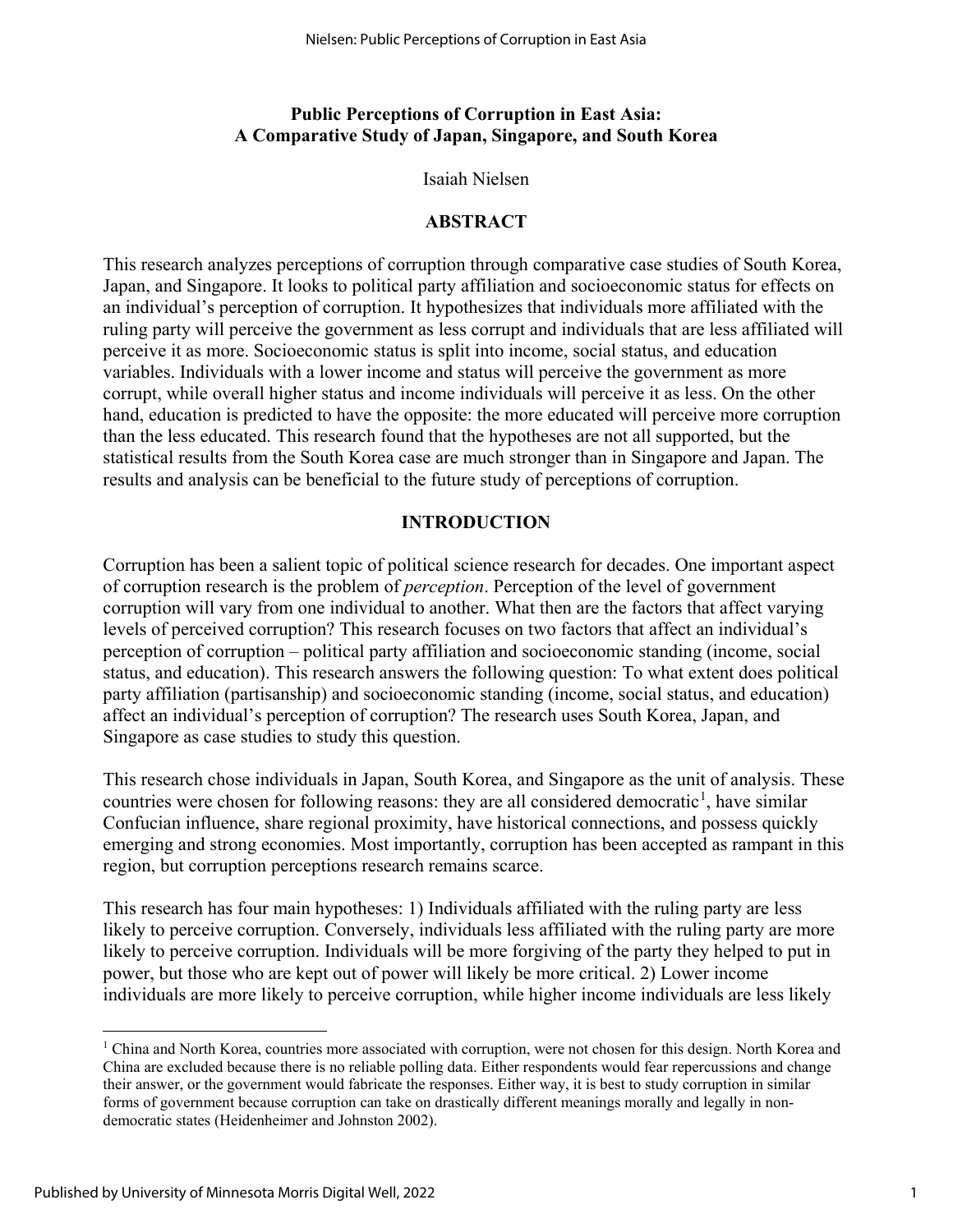**Public Perceptions of Corruption in East Asia: A Comparative Study of Japan, Singapore, and South Korea**

Isaiah Nielsen

## ABSTRACT

This research analyzes perceptions of corruption through comparative case studies of South Korea, Japan, and Singapore. It looks to political party affiliation and socioeconomic status for effects on an individual's perception of corruption. It hypothesizes that individuals more affiliated with the ruling party will perceive the government as less corrupt and individuals that are less affiliated will perceive it as more. Socioeconomic status is split into income, social status, and education variables. Individuals with a lower income and status will perceive the government as more corrupt, while overall higher status and income individuals will perceive it as less. On the other hand, education is predicted to have the opposite: the more educated will perceive more corruption than the less educated. This research found that the hypotheses are not all supported, but the statistical results from the South Korea case are much stronger than in Singapore and Japan. The results and analysis can be beneficial to the future study of perceptions of corruption.

## INTRODUCTION

Corruption has been a salient topic of political science research for decades. One important aspect of corruption research is the problem of *perception*. Perception of the level of government corruption will vary from one individual to another. What then are the factors that affect varying levels of perceived corruption? This research focuses on two factors that affect an individual's perception of corruption – political party affiliation and socioeconomic standing (income, social status, and education). This research answers the following question: To what extent does political party affiliation (partisanship) and socioeconomic standing (income, social status, and education) affect an individual's perception of corruption? The research uses South Korea, Japan, and Singapore as case studies to study this question.

This research chose individuals in Japan, South Korea, and Singapore as the unit of analysis. These countries were chosen for following reasons: they are all considered democratic[1], have similar Confucian influence, share regional proximity, have historical connections, and possess quickly emerging and strong economies. Most importantly, corruption has been accepted as rampant in this region, but corruption perceptions research remains scarce.

This research has four main hypotheses: 1) Individuals affiliated with the ruling party are less likely to perceive corruption. Conversely, individuals less affiliated with the ruling party are more likely to perceive corruption. Individuals will be more forgiving of the party they helped to put in power, but those who are kept out of power will likely be more critical. 2) Lower income individuals are more likely to perceive corruption, while higher income individuals are less likely

[1] China and North Korea, countries more associated with corruption, were not chosen for this design. North Korea and China are excluded because there is no reliable polling data. Either respondents would fear repercussions and change their answer, or the government would fabricate the responses. Either way, it is best to study corruption in similar forms of government because corruption can take on drastically different meanings morally and legally in non-democratic states (Heidenheimer and Johnston 2002).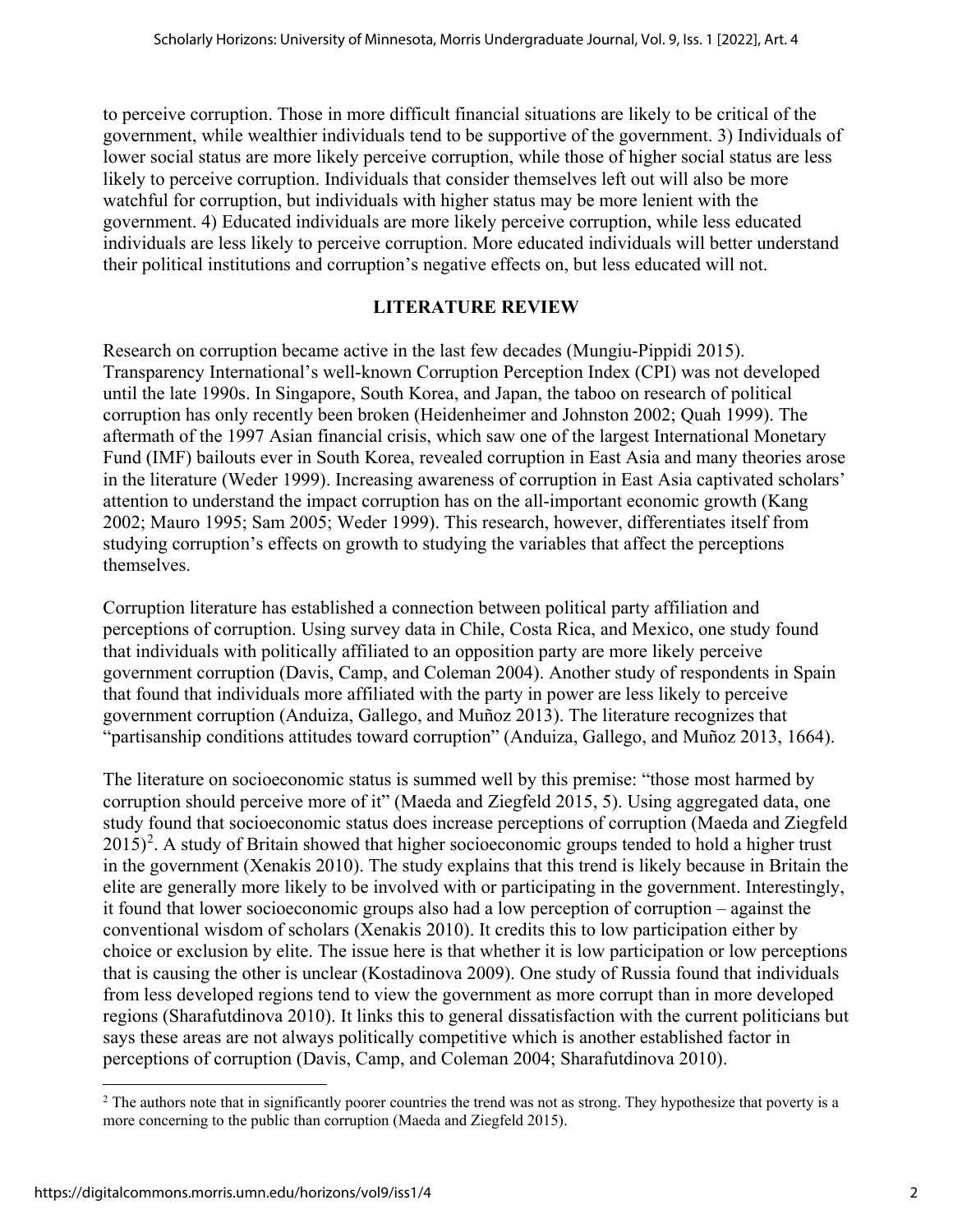to perceive corruption. Those in more difficult financial situations are likely to be critical of the government, while wealthier individuals tend to be supportive of the government. 3) Individuals of lower social status are more likely perceive corruption, while those of higher social status are less likely to perceive corruption. Individuals that consider themselves left out will also be more watchful for corruption, but individuals with higher status may be more lenient with the government. 4) Educated individuals are more likely perceive corruption, while less educated individuals are less likely to perceive corruption. More educated individuals will better understand their political institutions and corruption's negative effects on, but less educated will not.

## LITERATURE REVIEW

Research on corruption became active in the last few decades (Mungiu-Pippidi 2015). Transparency International's well-known Corruption Perception Index (CPI) was not developed until the late 1990s. In Singapore, South Korea, and Japan, the taboo on research of political corruption has only recently been broken (Heidenheimer and Johnston 2002; Quah 1999). The aftermath of the 1997 Asian financial crisis, which saw one of the largest International Monetary Fund (IMF) bailouts ever in South Korea, revealed corruption in East Asia and many theories arose in the literature (Weder 1999). Increasing awareness of corruption in East Asia captivated scholars' attention to understand the impact corruption has on the all-important economic growth (Kang 2002; Mauro 1995; Sam 2005; Weder 1999). This research, however, differentiates itself from studying corruption's effects on growth to studying the variables that affect the perceptions themselves.

Corruption literature has established a connection between political party affiliation and perceptions of corruption. Using survey data in Chile, Costa Rica, and Mexico, one study found that individuals with politically affiliated to an opposition party are more likely perceive government corruption (Davis, Camp, and Coleman 2004). Another study of respondents in Spain that found that individuals more affiliated with the party in power are less likely to perceive government corruption (Anduiza, Gallego, and Muñoz 2013). The literature recognizes that "partisanship conditions attitudes toward corruption" (Anduiza, Gallego, and Muñoz 2013, 1664).

The literature on socioeconomic status is summed well by this premise: "those most harmed by corruption should perceive more of it" (Maeda and Ziegfeld 2015, 5). Using aggregated data, one study found that socioeconomic status does increase perceptions of corruption (Maeda and Ziegfeld 2015)[2]. A study of Britain showed that higher socioeconomic groups tended to hold a higher trust in the government (Xenakis 2010). The study explains that this trend is likely because in Britain the elite are generally more likely to be involved with or participating in the government. Interestingly, it found that lower socioeconomic groups also had a low perception of corruption – against the conventional wisdom of scholars (Xenakis 2010). It credits this to low participation either by choice or exclusion by elite. The issue here is that whether it is low participation or low perceptions that is causing the other is unclear (Kostadinova 2009). One study of Russia found that individuals from less developed regions tend to view the government as more corrupt than in more developed regions (Sharafutdinova 2010). It links this to general dissatisfaction with the current politicians but says these areas are not always politically competitive which is another established factor in perceptions of corruption (Davis, Camp, and Coleman 2004; Sharafutdinova 2010).

[2] The authors note that in significantly poorer countries the trend was not as strong. They hypothesize that poverty is a more concerning to the public than corruption (Maeda and Ziegfeld 2015).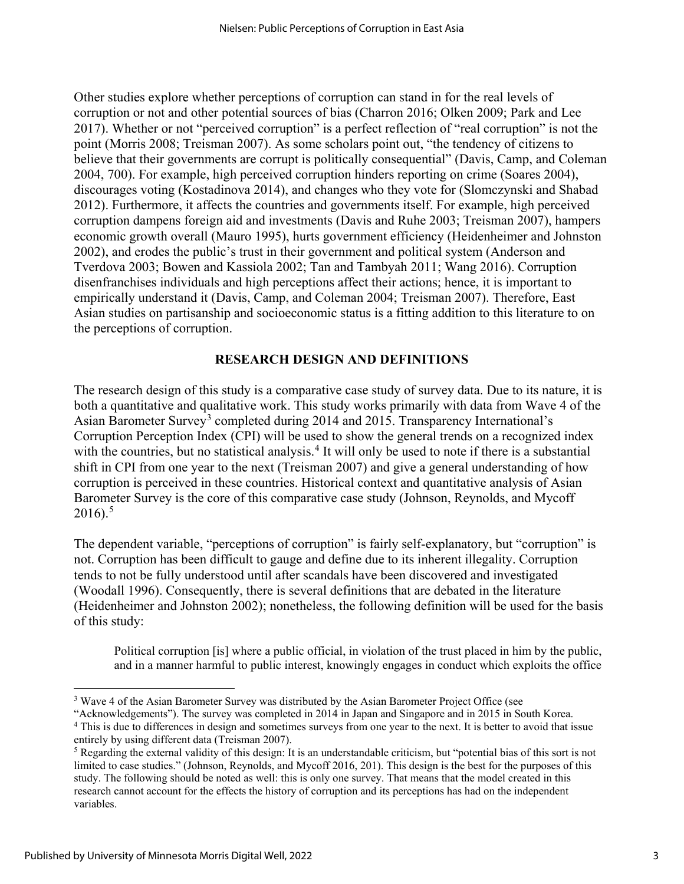Other studies explore whether perceptions of corruption can stand in for the real levels of corruption or not and other potential sources of bias (Charron 2016; Olken 2009; Park and Lee 2017). Whether or not "perceived corruption" is a perfect reflection of "real corruption" is not the point (Morris 2008; Treisman 2007). As some scholars point out, "the tendency of citizens to believe that their governments are corrupt is politically consequential" (Davis, Camp, and Coleman 2004, 700). For example, high perceived corruption hinders reporting on crime (Soares 2004), discourages voting (Kostadinova 2014), and changes who they vote for (Slomczynski and Shabad 2012). Furthermore, it affects the countries and governments itself. For example, high perceived corruption dampens foreign aid and investments (Davis and Ruhe 2003; Treisman 2007), hampers economic growth overall (Mauro 1995), hurts government efficiency (Heidenheimer and Johnston 2002), and erodes the public's trust in their government and political system (Anderson and Tverdova 2003; Bowen and Kassiola 2002; Tan and Tambyah 2011; Wang 2016). Corruption disenfranchises individuals and high perceptions affect their actions; hence, it is important to empirically understand it (Davis, Camp, and Coleman 2004; Treisman 2007). Therefore, East Asian studies on partisanship and socioeconomic status is a fitting addition to this literature to on the perceptions of corruption.

## RESEARCH DESIGN AND DEFINITIONS

The research design of this study is a comparative case study of survey data. Due to its nature, it is both a quantitative and qualitative work. This study works primarily with data from Wave 4 of the Asian Barometer Survey[3] completed during 2014 and 2015. Transparency International's Corruption Perception Index (CPI) will be used to show the general trends on a recognized index with the countries, but no statistical analysis.[4] It will only be used to note if there is a substantial shift in CPI from one year to the next (Treisman 2007) and give a general understanding of how corruption is perceived in these countries. Historical context and quantitative analysis of Asian Barometer Survey is the core of this comparative case study (Johnson, Reynolds, and Mycoff 2016).[5]

The dependent variable, "perceptions of corruption" is fairly self-explanatory, but "corruption" is not. Corruption has been difficult to gauge and define due to its inherent illegality. Corruption tends to not be fully understood until after scandals have been discovered and investigated (Woodall 1996). Consequently, there is several definitions that are debated in the literature (Heidenheimer and Johnston 2002); nonetheless, the following definition will be used for the basis of this study:

> Political corruption [is] where a public official, in violation of the trust placed in him by the public, and in a manner harmful to public interest, knowingly engages in conduct which exploits the office

---

[3] Wave 4 of the Asian Barometer Survey was distributed by the Asian Barometer Project Office (see "Acknowledgements"). The survey was completed in 2014 in Japan and Singapore and in 2015 in South Korea.

[4] This is due to differences in design and sometimes surveys from one year to the next. It is better to avoid that issue entirely by using different data (Treisman 2007).

[5] Regarding the external validity of this design: It is an understandable criticism, but "potential bias of this sort is not limited to case studies." (Johnson, Reynolds, and Mycoff 2016, 201). This design is the best for the purposes of this study. The following should be noted as well: this is only one survey. That means that the model created in this research cannot account for the effects the history of corruption and its perceptions has had on the independent variables.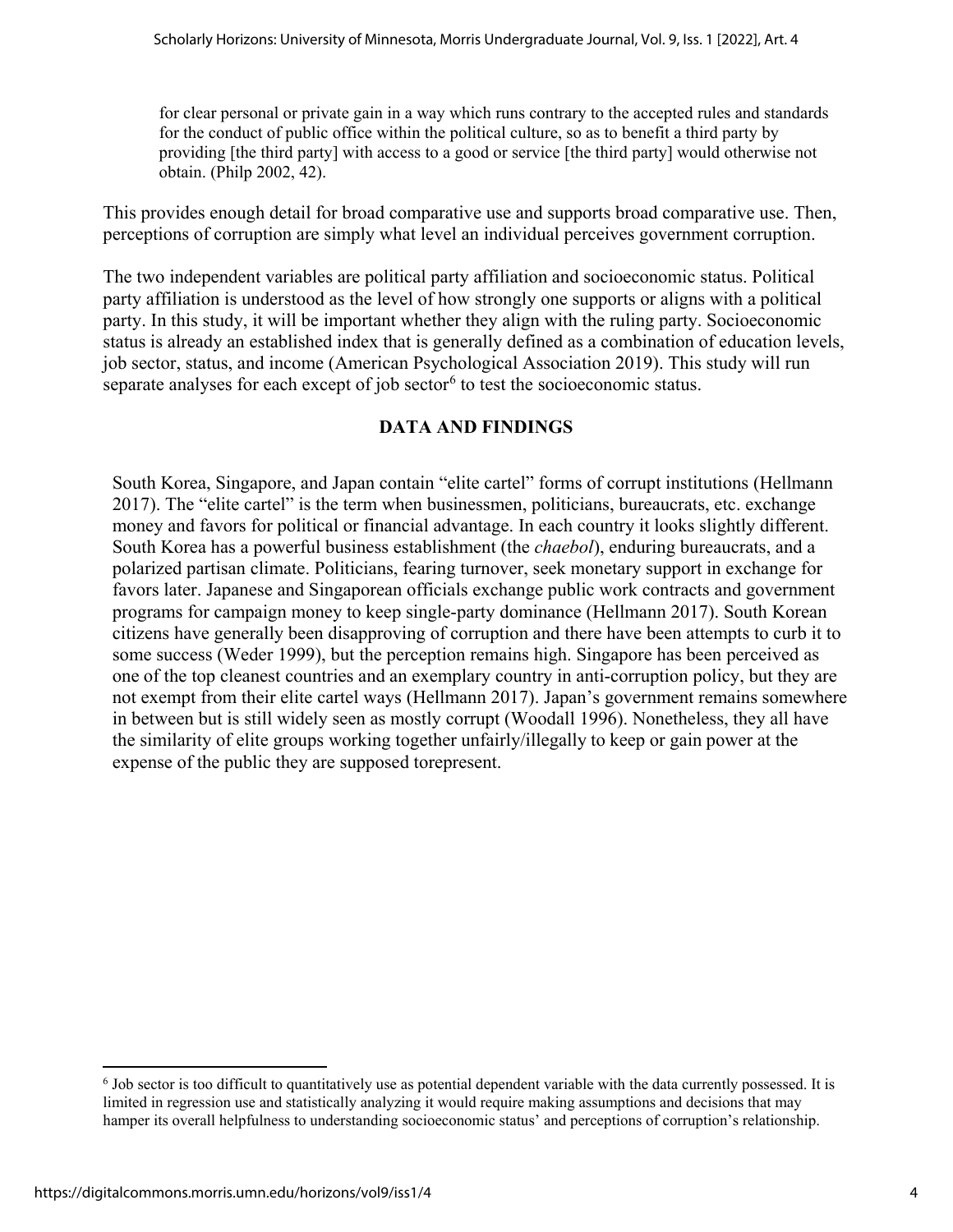> for clear personal or private gain in a way which runs contrary to the accepted rules and standards for the conduct of public office within the political culture, so as to benefit a third party by providing [the third party] with access to a good or service [the third party] would otherwise not obtain. (Philp 2002, 42).

This provides enough detail for broad comparative use and supports broad comparative use. Then, perceptions of corruption are simply what level an individual perceives government corruption.

The two independent variables are political party affiliation and socioeconomic status. Political party affiliation is understood as the level of how strongly one supports or aligns with a political party. In this study, it will be important whether they align with the ruling party. Socioeconomic status is already an established index that is generally defined as a combination of education levels, job sector, status, and income (American Psychological Association 2019). This study will run separate analyses for each except of job sector[6] to test the socioeconomic status.

## DATA AND FINDINGS

South Korea, Singapore, and Japan contain "elite cartel" forms of corrupt institutions (Hellmann 2017). The "elite cartel" is the term when businessmen, politicians, bureaucrats, etc. exchange money and favors for political or financial advantage. In each country it looks slightly different. South Korea has a powerful business establishment (the *chaebol*), enduring bureaucrats, and a polarized partisan climate. Politicians, fearing turnover, seek monetary support in exchange for favors later. Japanese and Singaporean officials exchange public work contracts and government programs for campaign money to keep single-party dominance (Hellmann 2017). South Korean citizens have generally been disapproving of corruption and there have been attempts to curb it to some success (Weder 1999), but the perception remains high. Singapore has been perceived as one of the top cleanest countries and an exemplary country in anti-corruption policy, but they are not exempt from their elite cartel ways (Hellmann 2017). Japan's government remains somewhere in between but is still widely seen as mostly corrupt (Woodall 1996). Nonetheless, they all have the similarity of elite groups working together unfairly/illegally to keep or gain power at the expense of the public they are supposed torepresent.

---

[6] Job sector is too difficult to quantitatively use as potential dependent variable with the data currently possessed. It is limited in regression use and statistically analyzing it would require making assumptions and decisions that may hamper its overall helpfulness to understanding socioeconomic status' and perceptions of corruption's relationship.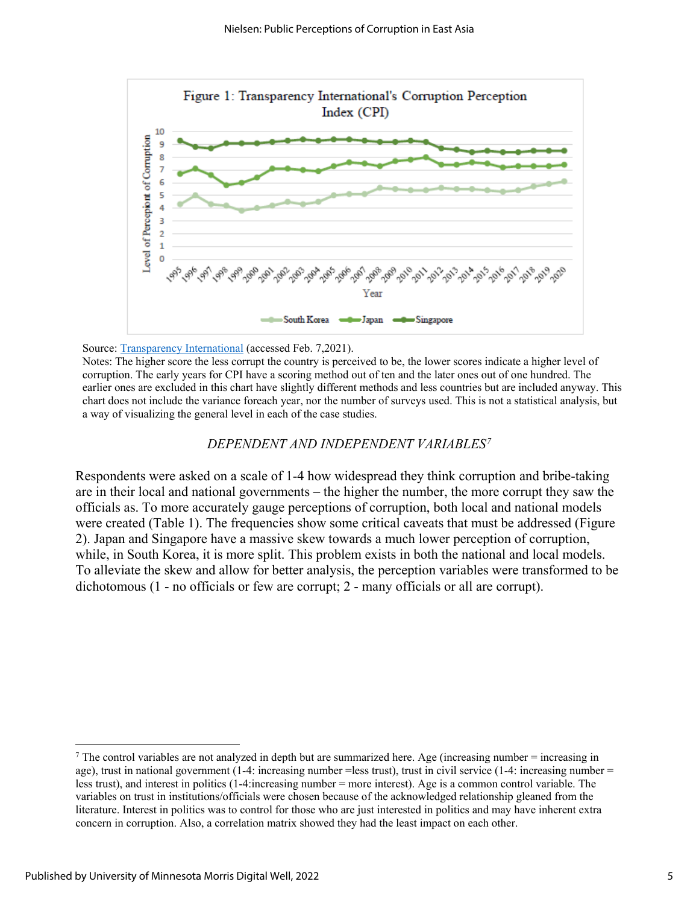Figure 1: Transparency International's Corruption Perception Index (CPI)

Source: [Transparency International](Transparency International) (accessed Feb. 7,2021).

Notes: The higher score the less corrupt the country is perceived to be, the lower scores indicate a higher level of corruption. The early years for CPI have a scoring method out of ten and the later ones out of one hundred. The earlier ones are excluded in this chart have slightly different methods and less countries but are included anyway. This chart does not include the variance foreach year, nor the number of surveys used. This is not a statistical analysis, but a way of visualizing the general level in each of the case studies.

### *DEPENDENT AND INDEPENDENT VARIABLES*[7]

Respondents were asked on a scale of 1-4 how widespread they think corruption and bribe-taking are in their local and national governments – the higher the number, the more corrupt they saw the officials as. To more accurately gauge perceptions of corruption, both local and national models were created (Table 1). The frequencies show some critical caveats that must be addressed (Figure 2). Japan and Singapore have a massive skew towards a much lower perception of corruption, while, in South Korea, it is more split. This problem exists in both the national and local models. To alleviate the skew and allow for better analysis, the perception variables were transformed to be dichotomous (1 - no officials or few are corrupt; 2 - many officials or all are corrupt).

---

[7] The control variables are not analyzed in depth but are summarized here. Age (increasing number = increasing in age), trust in national government (1-4: increasing number =less trust), trust in civil service (1-4: increasing number = less trust), and interest in politics (1-4:increasing number = more interest). Age is a common control variable. The variables on trust in institutions/officials were chosen because of the acknowledged relationship gleaned from the literature. Interest in politics was to control for those who are just interested in politics and may have inherent extra concern in corruption. Also, a correlation matrix showed they had the least impact on each other.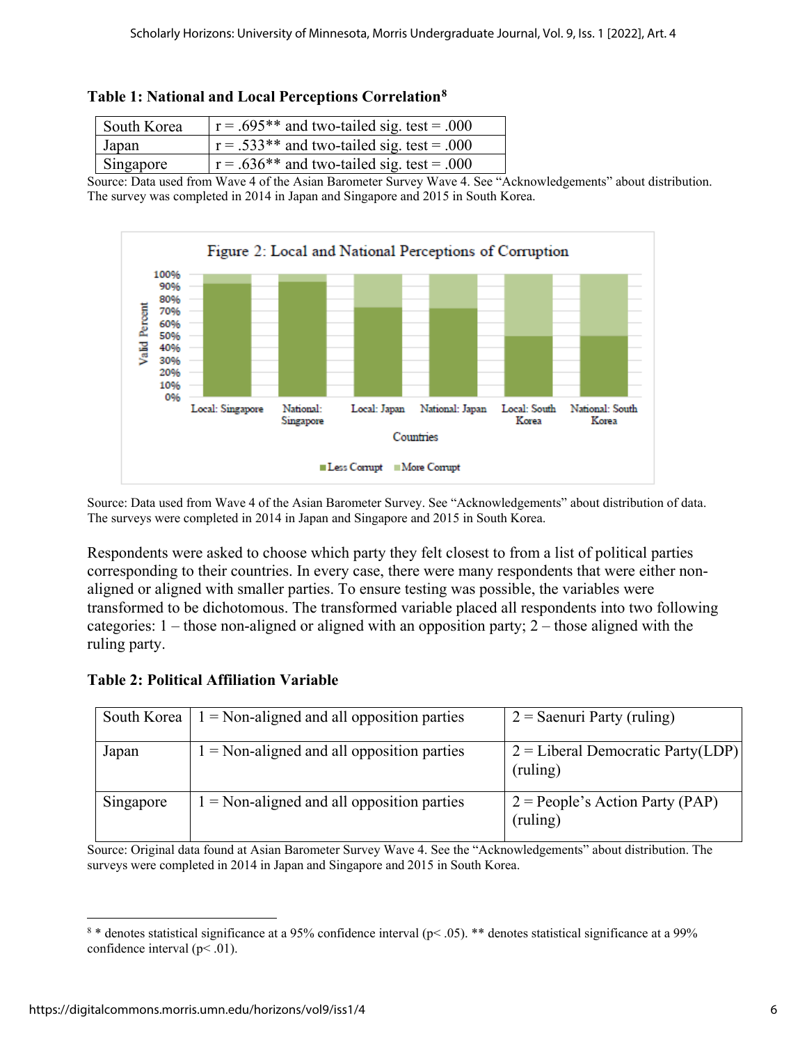**Table 1: National and Local Perceptions Correlation[8]**

| | |
|---|---|
| South Korea | $r = .695$** and two-tailed sig. test = .000 |
| Japan | $r = .533$** and two-tailed sig. test = .000 |
| Singapore | $r = .636$** and two-tailed sig. test = .000 |

Source: Data used from Wave 4 of the Asian Barometer Survey Wave 4. See "Acknowledgements" about distribution. The survey was completed in 2014 in Japan and Singapore and 2015 in South Korea.

Figure 2: Local and National Perceptions of Corruption

Source: Data used from Wave 4 of the Asian Barometer Survey. See "Acknowledgements" about distribution of data. The surveys were completed in 2014 in Japan and Singapore and 2015 in South Korea.

Respondents were asked to choose which party they felt closest to from a list of political parties corresponding to their countries. In every case, there were many respondents that were either non-aligned or aligned with smaller parties. To ensure testing was possible, the variables were transformed to be dichotomous. The transformed variable placed all respondents into two following categories: 1 – those non-aligned or aligned with an opposition party; 2 – those aligned with the ruling party.

**Table 2: Political Affiliation Variable**

| | | |
|---|---|---|
| South Korea | 1 = Non-aligned and all opposition parties | 2 = Saenuri Party (ruling) |
| Japan | 1 = Non-aligned and all opposition parties | 2 = Liberal Democratic Party(LDP) (ruling) |
| Singapore | 1 = Non-aligned and all opposition parties | 2 = People's Action Party (PAP) (ruling) |

Source: Original data found at Asian Barometer Survey Wave 4. See the "Acknowledgements" about distribution. The surveys were completed in 2014 in Japan and Singapore and 2015 in South Korea.

[8] * denotes statistical significance at a 95% confidence interval ($p < .05$). ** denotes statistical significance at a 99% confidence interval ($p < .01$).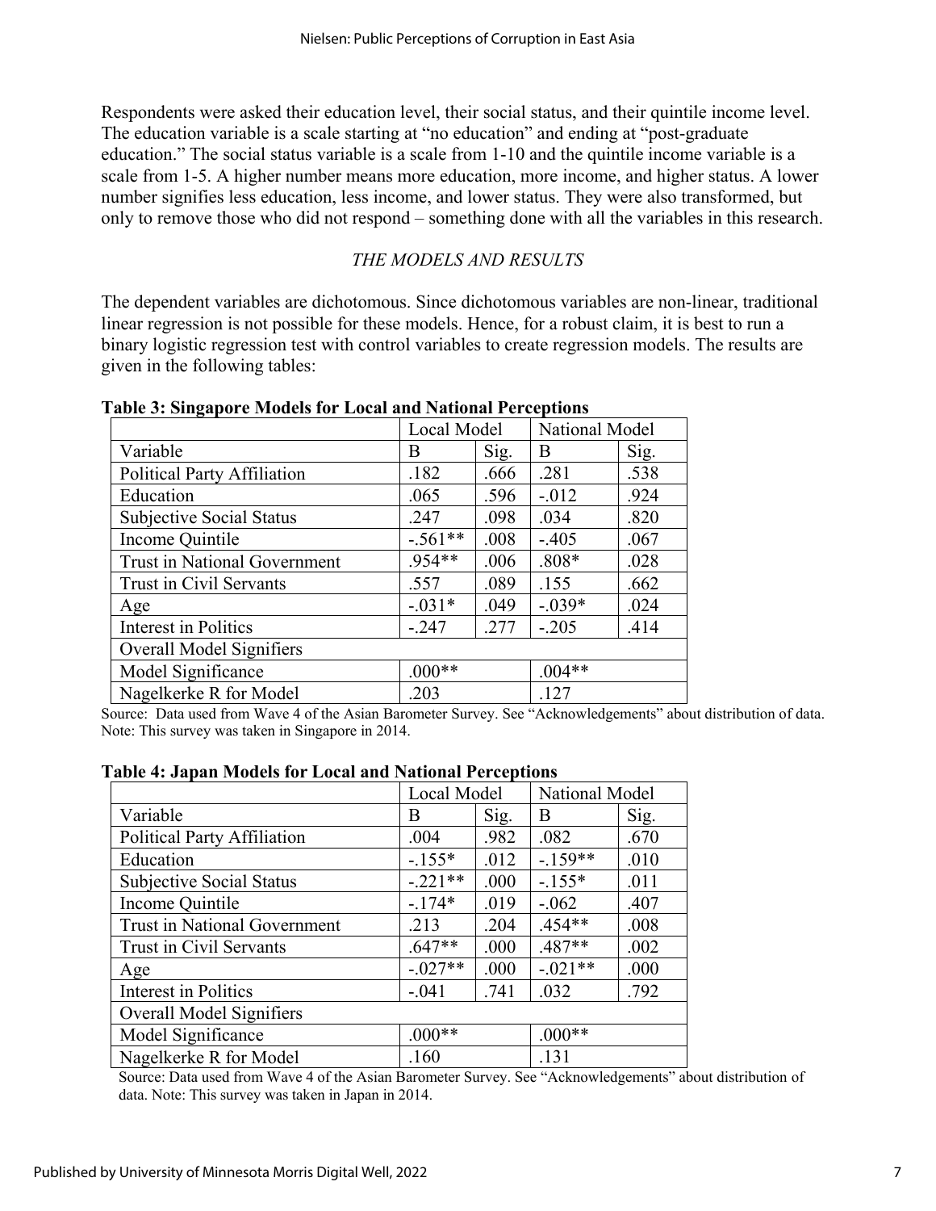Respondents were asked their education level, their social status, and their quintile income level. The education variable is a scale starting at "no education" and ending at "post-graduate education." The social status variable is a scale from 1-10 and the quintile income variable is a scale from 1-5. A higher number means more education, more income, and higher status. A lower number signifies less education, less income, and lower status. They were also transformed, but only to remove those who did not respond – something done with all the variables in this research.

### *THE MODELS AND RESULTS*

The dependent variables are dichotomous. Since dichotomous variables are non-linear, traditional linear regression is not possible for these models. Hence, for a robust claim, it is best to run a binary logistic regression test with control variables to create regression models. The results are given in the following tables:

**Table 3: Singapore Models for Local and National Perceptions**

| | Local Model | | National Model | |
|---|---|---|---|---|
| Variable | B | Sig. | B | Sig. |
| Political Party Affiliation | .182 | .666 | .281 | .538 |
| Education | .065 | .596 | -.012 | .924 |
| Subjective Social Status | .247 | .098 | .034 | .820 |
| Income Quintile | -.561** | .008 | -.405 | .067 |
| Trust in National Government | .954** | .006 | .808* | .028 |
| Trust in Civil Servants | .557 | .089 | .155 | .662 |
| Age | -.031* | .049 | -.039* | .024 |
| Interest in Politics | -.247 | .277 | -.205 | .414 |
| Overall Model Signifiers | | | | |
| Model Significance | .000** | | .004** | |
| Nagelkerke R for Model | .203 | | .127 | |

Source: Data used from Wave 4 of the Asian Barometer Survey. See "Acknowledgements" about distribution of data. Note: This survey was taken in Singapore in 2014.

**Table 4: Japan Models for Local and National Perceptions**

| | Local Model | | National Model | |
|---|---|---|---|---|
| Variable | B | Sig. | B | Sig. |
| Political Party Affiliation | .004 | .982 | .082 | .670 |
| Education | -.155* | .012 | -.159** | .010 |
| Subjective Social Status | -.221** | .000 | -.155* | .011 |
| Income Quintile | -.174* | .019 | -.062 | .407 |
| Trust in National Government | .213 | .204 | .454** | .008 |
| Trust in Civil Servants | .647** | .000 | .487** | .002 |
| Age | -.027** | .000 | -.021** | .000 |
| Interest in Politics | -.041 | .741 | .032 | .792 |
| Overall Model Signifiers | | | | |
| Model Significance | .000** | | .000** | |
| Nagelkerke R for Model | .160 | | .131 | |

Source: Data used from Wave 4 of the Asian Barometer Survey. See "Acknowledgements" about distribution of data. Note: This survey was taken in Japan in 2014.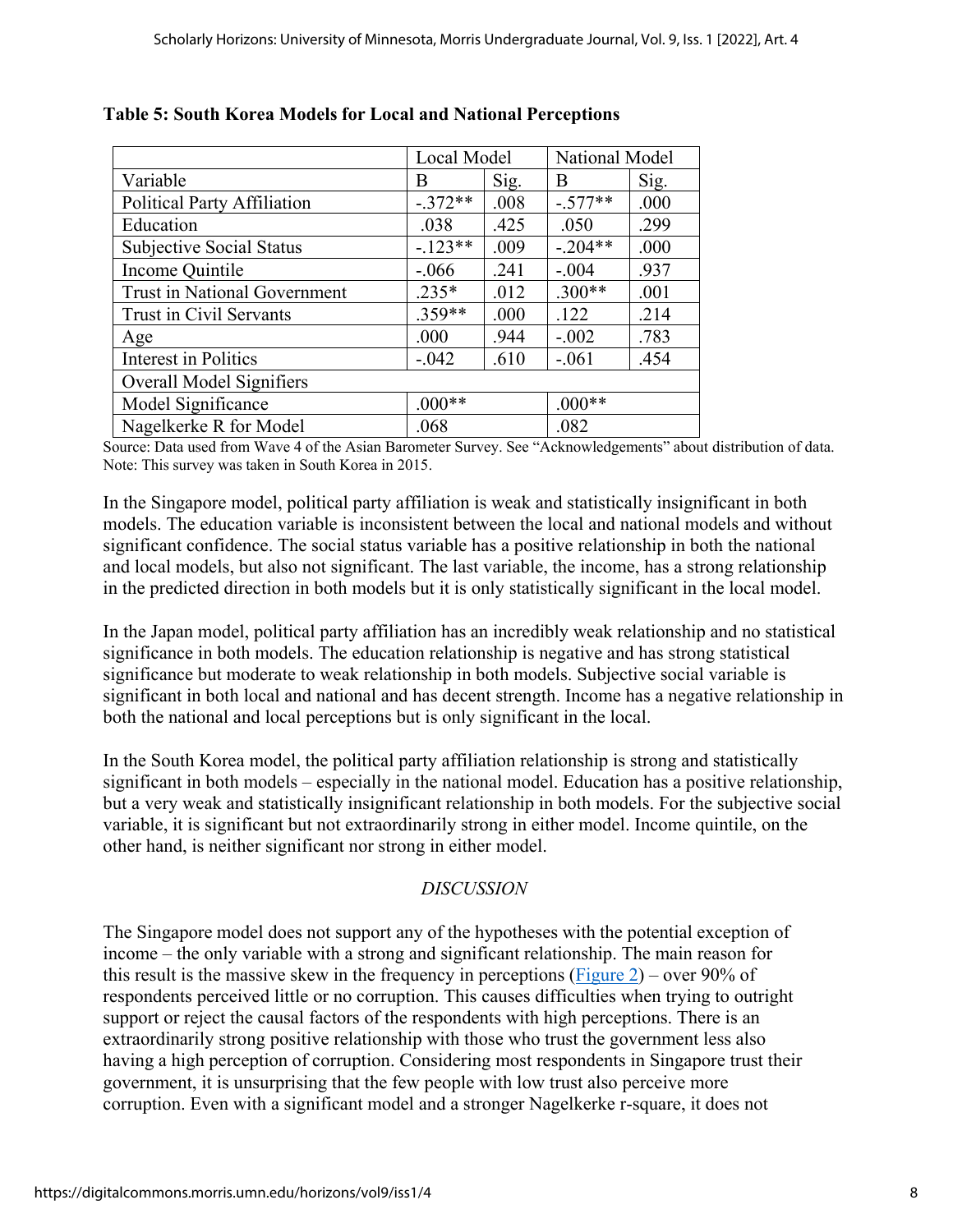**Table 5: South Korea Models for Local and National Perceptions**

| | Local Model | | National Model | |
|---|---|---|---|---|
| Variable | B | Sig. | B | Sig. |
| Political Party Affiliation | -.372** | .008 | -.577** | .000 |
| Education | .038 | .425 | .050 | .299 |
| Subjective Social Status | -.123** | .009 | -.204** | .000 |
| Income Quintile | -.066 | .241 | -.004 | .937 |
| Trust in National Government | .235* | .012 | .300** | .001 |
| Trust in Civil Servants | .359** | .000 | .122 | .214 |
| Age | .000 | .944 | -.002 | .783 |
| Interest in Politics | -.042 | .610 | -.061 | .454 |
| Overall Model Signifiers | | | | |
| Model Significance | .000** | | .000** | |
| Nagelkerke R for Model | .068 | | .082 | |

Source: Data used from Wave 4 of the Asian Barometer Survey. See "Acknowledgements" about distribution of data.
Note: This survey was taken in South Korea in 2015.

In the Singapore model, political party affiliation is weak and statistically insignificant in both models. The education variable is inconsistent between the local and national models and without significant confidence. The social status variable has a positive relationship in both the national and local models, but also not significant. The last variable, the income, has a strong relationship in the predicted direction in both models but it is only statistically significant in the local model.

In the Japan model, political party affiliation has an incredibly weak relationship and no statistical significance in both models. The education relationship is negative and has strong statistical significance but moderate to weak relationship in both models. Subjective social variable is significant in both local and national and has decent strength. Income has a negative relationship in both the national and local perceptions but is only significant in the local.

In the South Korea model, the political party affiliation relationship is strong and statistically significant in both models – especially in the national model. Education has a positive relationship, but a very weak and statistically insignificant relationship in both models. For the subjective social variable, it is significant but not extraordinarily strong in either model. Income quintile, on the other hand, is neither significant nor strong in either model.

## *DISCUSSION*

The Singapore model does not support any of the hypotheses with the potential exception of income – the only variable with a strong and significant relationship. The main reason for this result is the massive skew in the frequency in perceptions (Figure 2) – over 90% of respondents perceived little or no corruption. This causes difficulties when trying to outright support or reject the causal factors of the respondents with high perceptions. There is an extraordinarily strong positive relationship with those who trust the government less also having a high perception of corruption. Considering most respondents in Singapore trust their government, it is unsurprising that the few people with low trust also perceive more corruption. Even with a significant model and a stronger Nagelkerke r-square, it does not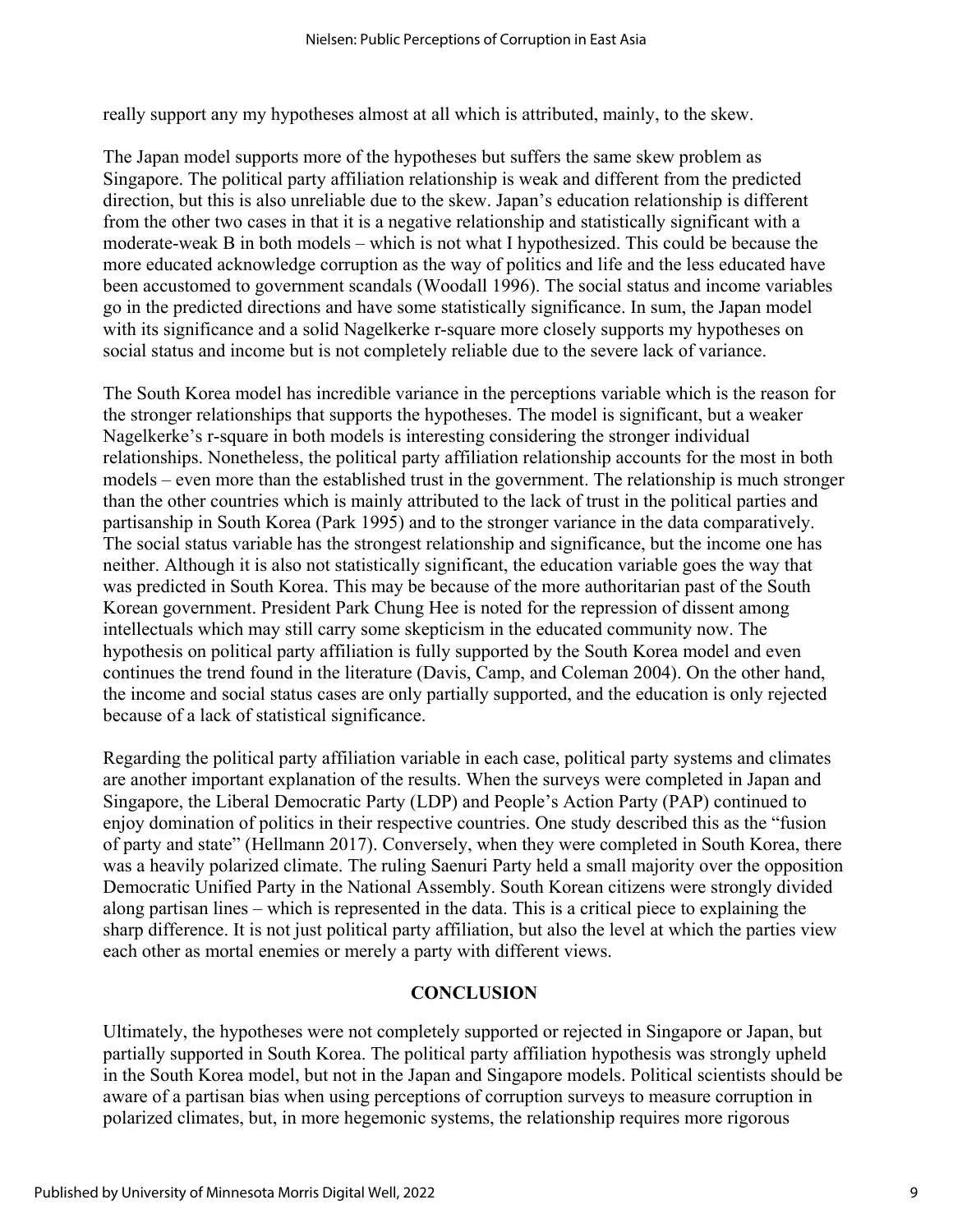really support any my hypotheses almost at all which is attributed, mainly, to the skew.

The Japan model supports more of the hypotheses but suffers the same skew problem as Singapore. The political party affiliation relationship is weak and different from the predicted direction, but this is also unreliable due to the skew. Japan's education relationship is different from the other two cases in that it is a negative relationship and statistically significant with a moderate-weak B in both models – which is not what I hypothesized. This could be because the more educated acknowledge corruption as the way of politics and life and the less educated have been accustomed to government scandals (Woodall 1996). The social status and income variables go in the predicted directions and have some statistically significance. In sum, the Japan model with its significance and a solid Nagelkerke r-square more closely supports my hypotheses on social status and income but is not completely reliable due to the severe lack of variance.

The South Korea model has incredible variance in the perceptions variable which is the reason for the stronger relationships that supports the hypotheses. The model is significant, but a weaker Nagelkerke's r-square in both models is interesting considering the stronger individual relationships. Nonetheless, the political party affiliation relationship accounts for the most in both models – even more than the established trust in the government. The relationship is much stronger than the other countries which is mainly attributed to the lack of trust in the political parties and partisanship in South Korea (Park 1995) and to the stronger variance in the data comparatively. The social status variable has the strongest relationship and significance, but the income one has neither. Although it is also not statistically significant, the education variable goes the way that was predicted in South Korea. This may be because of the more authoritarian past of the South Korean government. President Park Chung Hee is noted for the repression of dissent among intellectuals which may still carry some skepticism in the educated community now. The hypothesis on political party affiliation is fully supported by the South Korea model and even continues the trend found in the literature (Davis, Camp, and Coleman 2004). On the other hand, the income and social status cases are only partially supported, and the education is only rejected because of a lack of statistical significance.

Regarding the political party affiliation variable in each case, political party systems and climates are another important explanation of the results. When the surveys were completed in Japan and Singapore, the Liberal Democratic Party (LDP) and People's Action Party (PAP) continued to enjoy domination of politics in their respective countries. One study described this as the "fusion of party and state" (Hellmann 2017). Conversely, when they were completed in South Korea, there was a heavily polarized climate. The ruling Saenuri Party held a small majority over the opposition Democratic Unified Party in the National Assembly. South Korean citizens were strongly divided along partisan lines – which is represented in the data. This is a critical piece to explaining the sharp difference. It is not just political party affiliation, but also the level at which the parties view each other as mortal enemies or merely a party with different views.

## CONCLUSION

Ultimately, the hypotheses were not completely supported or rejected in Singapore or Japan, but partially supported in South Korea. The political party affiliation hypothesis was strongly upheld in the South Korea model, but not in the Japan and Singapore models. Political scientists should be aware of a partisan bias when using perceptions of corruption surveys to measure corruption in polarized climates, but, in more hegemonic systems, the relationship requires more rigorous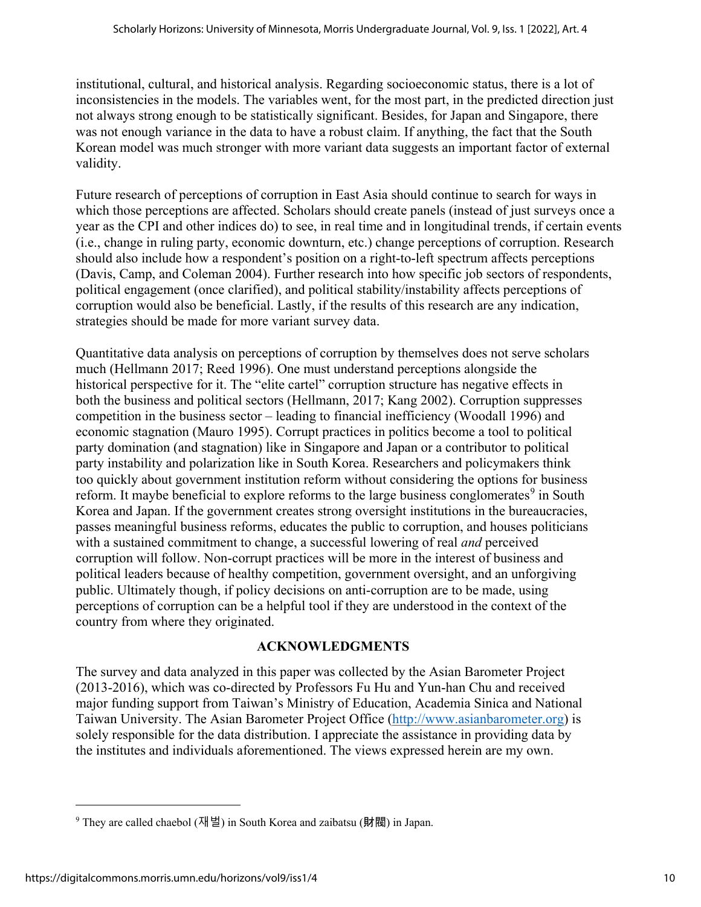institutional, cultural, and historical analysis. Regarding socioeconomic status, there is a lot of inconsistencies in the models. The variables went, for the most part, in the predicted direction just not always strong enough to be statistically significant. Besides, for Japan and Singapore, there was not enough variance in the data to have a robust claim. If anything, the fact that the South Korean model was much stronger with more variant data suggests an important factor of external validity.

Future research of perceptions of corruption in East Asia should continue to search for ways in which those perceptions are affected. Scholars should create panels (instead of just surveys once a year as the CPI and other indices do) to see, in real time and in longitudinal trends, if certain events (i.e., change in ruling party, economic downturn, etc.) change perceptions of corruption. Research should also include how a respondent's position on a right-to-left spectrum affects perceptions (Davis, Camp, and Coleman 2004). Further research into how specific job sectors of respondents, political engagement (once clarified), and political stability/instability affects perceptions of corruption would also be beneficial. Lastly, if the results of this research are any indication, strategies should be made for more variant survey data.

Quantitative data analysis on perceptions of corruption by themselves does not serve scholars much (Hellmann 2017; Reed 1996). One must understand perceptions alongside the historical perspective for it. The "elite cartel" corruption structure has negative effects in both the business and political sectors (Hellmann, 2017; Kang 2002). Corruption suppresses competition in the business sector – leading to financial inefficiency (Woodall 1996) and economic stagnation (Mauro 1995). Corrupt practices in politics become a tool to political party domination (and stagnation) like in Singapore and Japan or a contributor to political party instability and polarization like in South Korea. Researchers and policymakers think too quickly about government institution reform without considering the options for business reform. It maybe beneficial to explore reforms to the large business conglomerates[9] in South Korea and Japan. If the government creates strong oversight institutions in the bureaucracies, passes meaningful business reforms, educates the public to corruption, and houses politicians with a sustained commitment to change, a successful lowering of real *and* perceived corruption will follow. Non-corrupt practices will be more in the interest of business and political leaders because of healthy competition, government oversight, and an unforgiving public. Ultimately though, if policy decisions on anti-corruption are to be made, using perceptions of corruption can be a helpful tool if they are understood in the context of the country from where they originated.

## ACKNOWLEDGMENTS

The survey and data analyzed in this paper was collected by the Asian Barometer Project (2013-2016), which was co-directed by Professors Fu Hu and Yun-han Chu and received major funding support from Taiwan's Ministry of Education, Academia Sinica and National Taiwan University. The Asian Barometer Project Office (http://www.asianbarometer.org) is solely responsible for the data distribution. I appreciate the assistance in providing data by the institutes and individuals aforementioned. The views expressed herein are my own.

---

[9] They are called chaebol (재벌) in South Korea and zaibatsu (財閥) in Japan.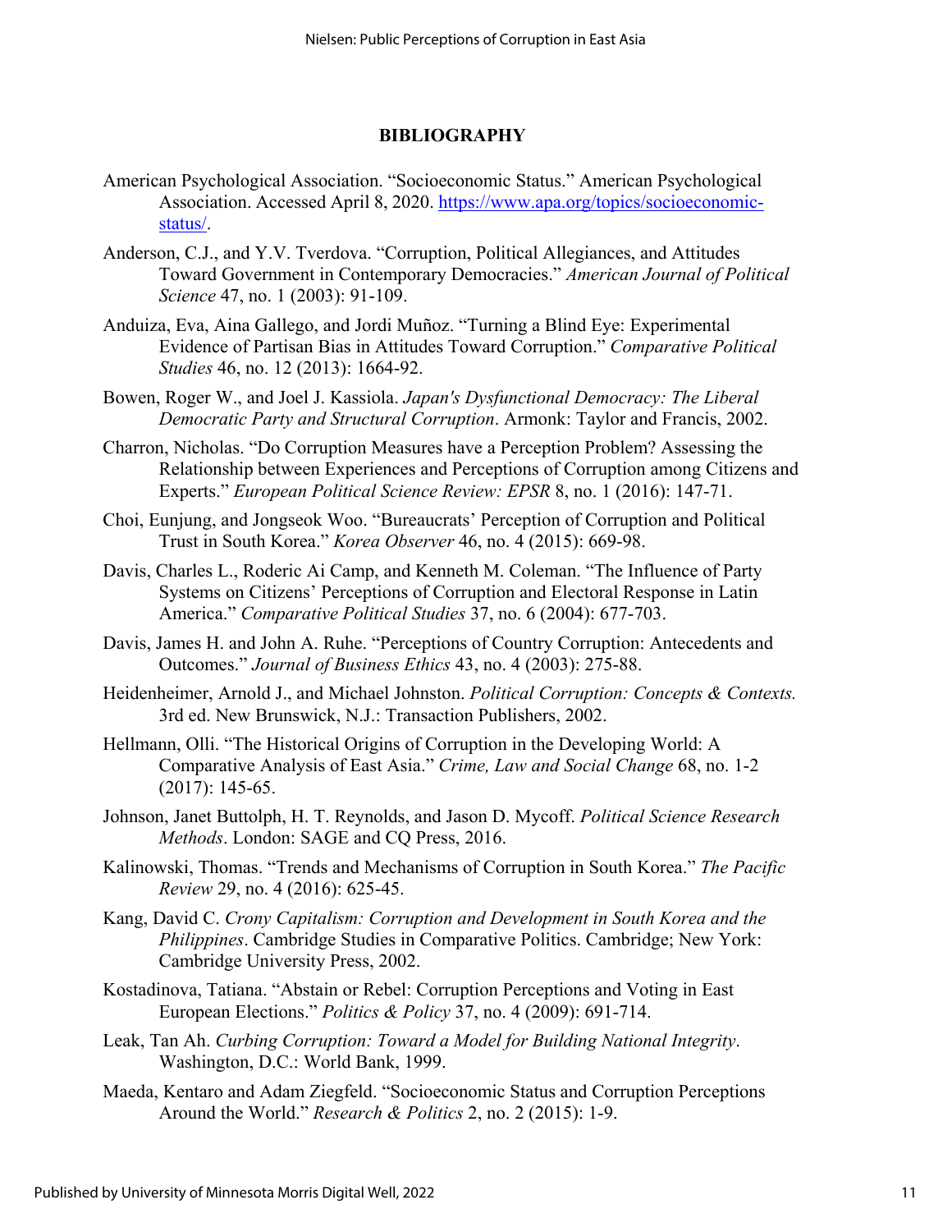## BIBLIOGRAPHY

American Psychological Association. "Socioeconomic Status." American Psychological Association. Accessed April 8, 2020. https://www.apa.org/topics/socioeconomic-status/.

Anderson, C.J., and Y.V. Tverdova. "Corruption, Political Allegiances, and Attitudes Toward Government in Contemporary Democracies." *American Journal of Political Science* 47, no. 1 (2003): 91-109.

Anduiza, Eva, Aina Gallego, and Jordi Muñoz. "Turning a Blind Eye: Experimental Evidence of Partisan Bias in Attitudes Toward Corruption." *Comparative Political Studies* 46, no. 12 (2013): 1664-92.

Bowen, Roger W., and Joel J. Kassiola. *Japan's Dysfunctional Democracy: The Liberal Democratic Party and Structural Corruption*. Armonk: Taylor and Francis, 2002.

Charron, Nicholas. "Do Corruption Measures have a Perception Problem? Assessing the Relationship between Experiences and Perceptions of Corruption among Citizens and Experts." *European Political Science Review: EPSR* 8, no. 1 (2016): 147-71.

Choi, Eunjung, and Jongseok Woo. "Bureaucrats' Perception of Corruption and Political Trust in South Korea." *Korea Observer* 46, no. 4 (2015): 669-98.

Davis, Charles L., Roderic Ai Camp, and Kenneth M. Coleman. "The Influence of Party Systems on Citizens' Perceptions of Corruption and Electoral Response in Latin America." *Comparative Political Studies* 37, no. 6 (2004): 677-703.

Davis, James H. and John A. Ruhe. "Perceptions of Country Corruption: Antecedents and Outcomes." *Journal of Business Ethics* 43, no. 4 (2003): 275-88.

Heidenheimer, Arnold J., and Michael Johnston. *Political Corruption: Concepts & Contexts.* 3rd ed. New Brunswick, N.J.: Transaction Publishers, 2002.

Hellmann, Olli. "The Historical Origins of Corruption in the Developing World: A Comparative Analysis of East Asia." *Crime, Law and Social Change* 68, no. 1-2 (2017): 145-65.

Johnson, Janet Buttolph, H. T. Reynolds, and Jason D. Mycoff. *Political Science Research Methods*. London: SAGE and CQ Press, 2016.

Kalinowski, Thomas. "Trends and Mechanisms of Corruption in South Korea." *The Pacific Review* 29, no. 4 (2016): 625-45.

Kang, David C. *Crony Capitalism: Corruption and Development in South Korea and the Philippines*. Cambridge Studies in Comparative Politics. Cambridge; New York: Cambridge University Press, 2002.

Kostadinova, Tatiana. "Abstain or Rebel: Corruption Perceptions and Voting in East European Elections." *Politics & Policy* 37, no. 4 (2009): 691-714.

Leak, Tan Ah. *Curbing Corruption: Toward a Model for Building National Integrity*. Washington, D.C.: World Bank, 1999.

Maeda, Kentaro and Adam Ziegfeld. "Socioeconomic Status and Corruption Perceptions Around the World." *Research & Politics* 2, no. 2 (2015): 1-9.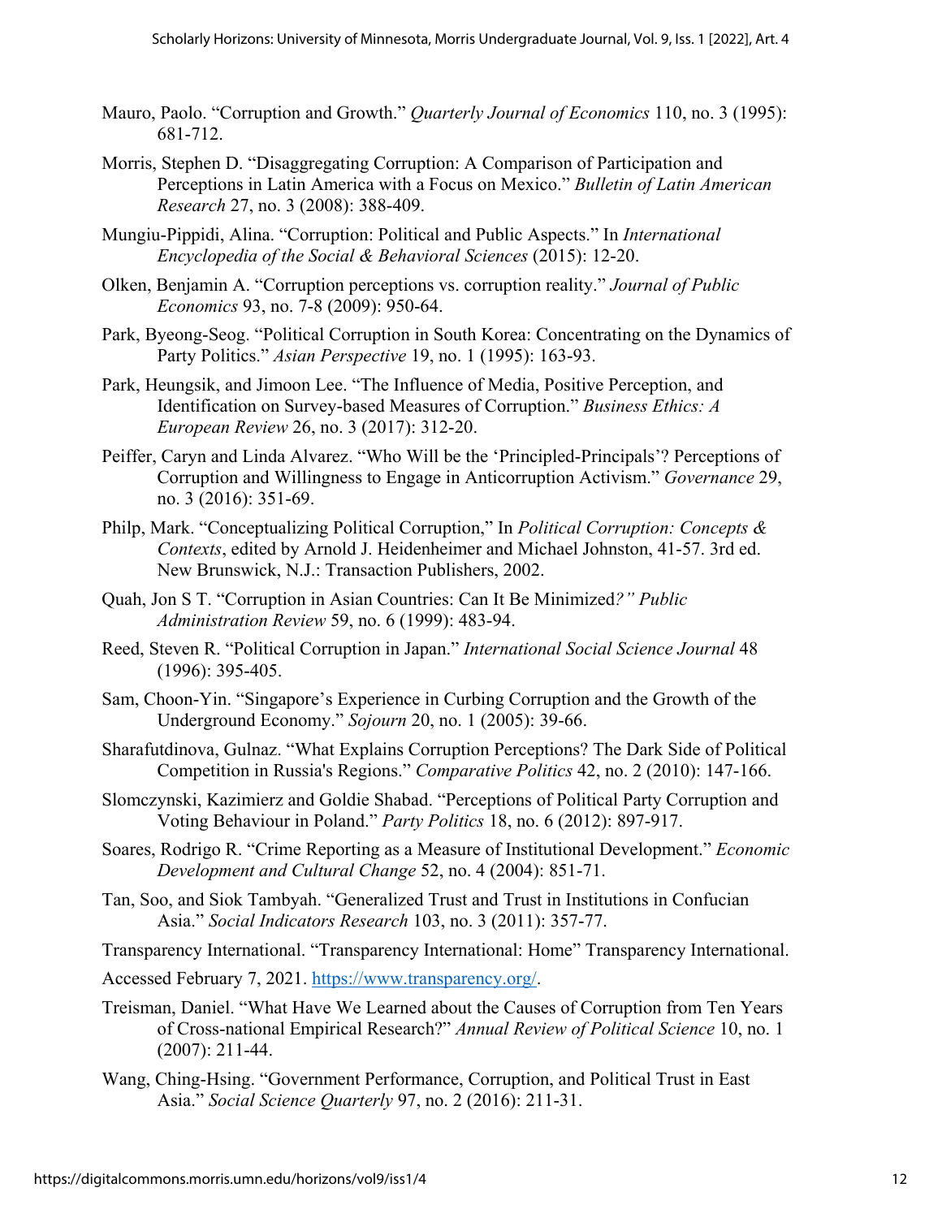Mauro, Paolo. "Corruption and Growth." *Quarterly Journal of Economics* 110, no. 3 (1995): 681-712.

Morris, Stephen D. "Disaggregating Corruption: A Comparison of Participation and Perceptions in Latin America with a Focus on Mexico." *Bulletin of Latin American Research* 27, no. 3 (2008): 388-409.

Mungiu-Pippidi, Alina. "Corruption: Political and Public Aspects." In *International Encyclopedia of the Social & Behavioral Sciences* (2015): 12-20.

Olken, Benjamin A. "Corruption perceptions vs. corruption reality." *Journal of Public Economics* 93, no. 7-8 (2009): 950-64.

Park, Byeong-Seog. "Political Corruption in South Korea: Concentrating on the Dynamics of Party Politics." *Asian Perspective* 19, no. 1 (1995): 163-93.

Park, Heungsik, and Jimoon Lee. "The Influence of Media, Positive Perception, and Identification on Survey-based Measures of Corruption." *Business Ethics: A European Review* 26, no. 3 (2017): 312-20.

Peiffer, Caryn and Linda Alvarez. "Who Will be the 'Principled-Principals'? Perceptions of Corruption and Willingness to Engage in Anticorruption Activism." *Governance* 29, no. 3 (2016): 351-69.

Philp, Mark. "Conceptualizing Political Corruption," In *Political Corruption: Concepts & Contexts*, edited by Arnold J. Heidenheimer and Michael Johnston, 41-57. 3rd ed. New Brunswick, N.J.: Transaction Publishers, 2002.

Quah, Jon S T. "Corruption in Asian Countries: Can It Be Minimized*?" Public Administration Review* 59, no. 6 (1999): 483-94.

Reed, Steven R. "Political Corruption in Japan." *International Social Science Journal* 48 (1996): 395-405.

Sam, Choon-Yin. "Singapore's Experience in Curbing Corruption and the Growth of the Underground Economy." *Sojourn* 20, no. 1 (2005): 39-66.

Sharafutdinova, Gulnaz. "What Explains Corruption Perceptions? The Dark Side of Political Competition in Russia's Regions." *Comparative Politics* 42, no. 2 (2010): 147-166.

Slomczynski, Kazimierz and Goldie Shabad. "Perceptions of Political Party Corruption and Voting Behaviour in Poland." *Party Politics* 18, no. 6 (2012): 897-917.

Soares, Rodrigo R. "Crime Reporting as a Measure of Institutional Development." *Economic Development and Cultural Change* 52, no. 4 (2004): 851-71.

Tan, Soo, and Siok Tambyah. "Generalized Trust and Trust in Institutions in Confucian Asia." *Social Indicators Research* 103, no. 3 (2011): 357-77.

Transparency International. "Transparency International: Home" Transparency International.

Accessed February 7, 2021. https://www.transparency.org/.

Treisman, Daniel. "What Have We Learned about the Causes of Corruption from Ten Years of Cross-national Empirical Research?" *Annual Review of Political Science* 10, no. 1 (2007): 211-44.

Wang, Ching-Hsing. "Government Performance, Corruption, and Political Trust in East Asia." *Social Science Quarterly* 97, no. 2 (2016): 211-31.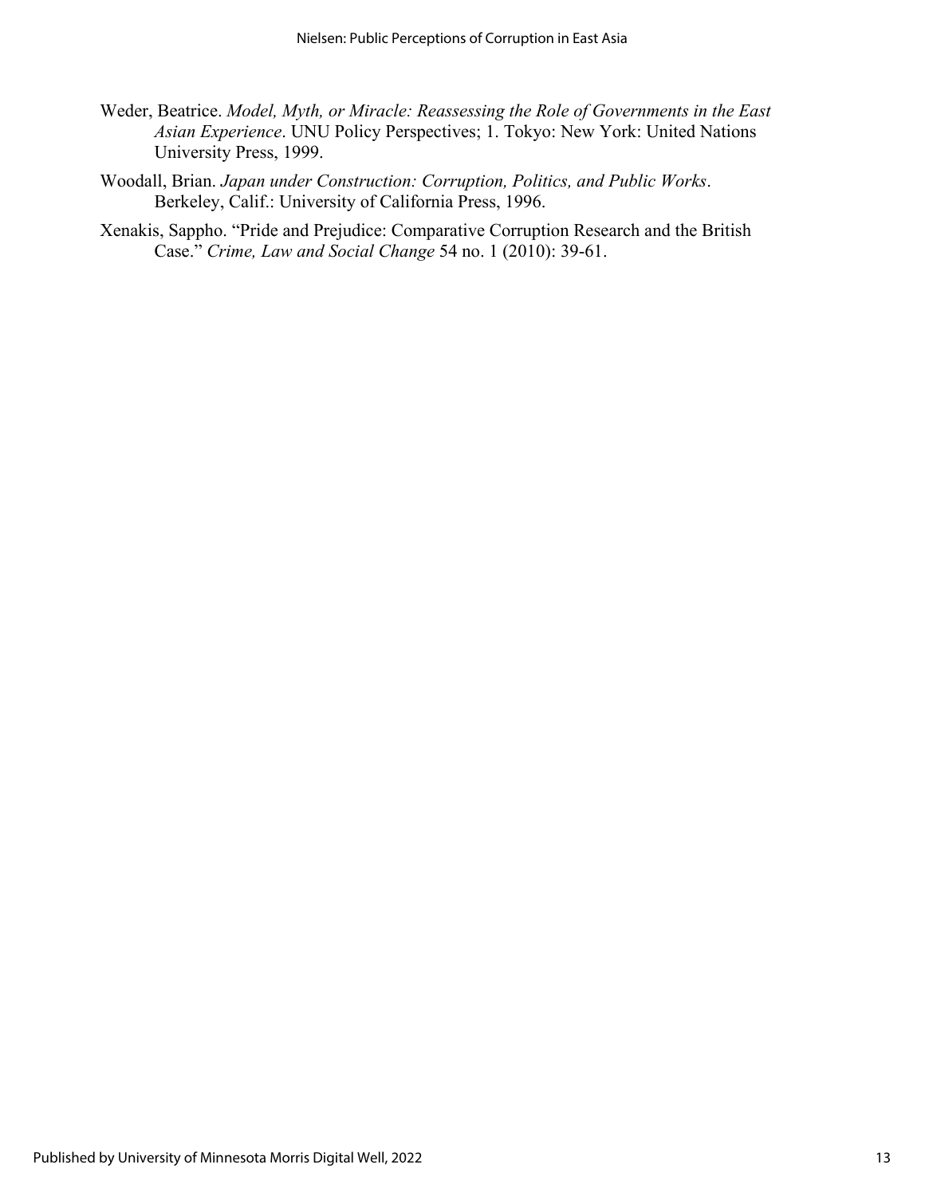Weder, Beatrice. *Model, Myth, or Miracle: Reassessing the Role of Governments in the East Asian Experience*. UNU Policy Perspectives; 1. Tokyo: New York: United Nations University Press, 1999.

Woodall, Brian. *Japan under Construction: Corruption, Politics, and Public Works*. Berkeley, Calif.: University of California Press, 1996.

Xenakis, Sappho. "Pride and Prejudice: Comparative Corruption Research and the British Case." *Crime, Law and Social Change* 54 no. 1 (2010): 39-61.